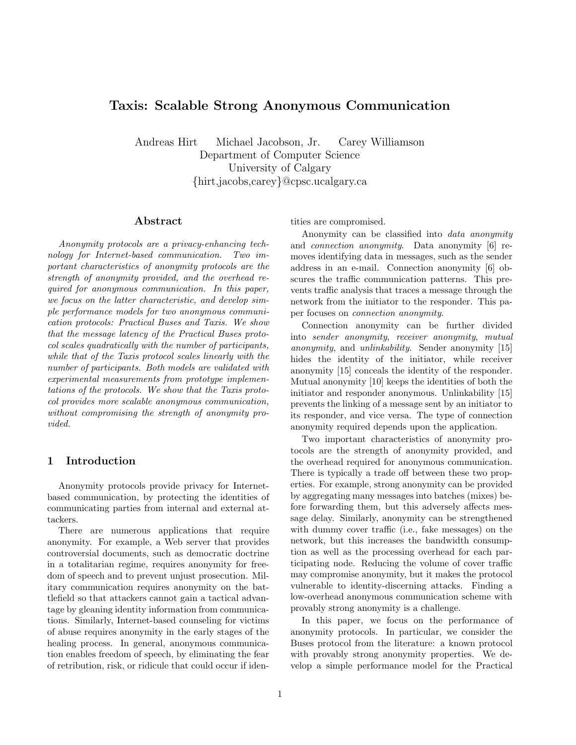# Taxis: Scalable Strong Anonymous Communication

Andreas Hirt  Michael Jacobson, Jr.  Carey Williamson
Department of Computer Science
University of Calgary
{hirt,jacobs,carey}@cpsc.ucalgary.ca

## Abstract

*Anonymity protocols are a privacy-enhancing technology for Internet-based communication. Two important characteristics of anonymity protocols are the strength of anonymity provided, and the overhead required for anonymous communication. In this paper, we focus on the latter characteristic, and develop simple performance models for two anonymous communication protocols: Practical Buses and Taxis. We show that the message latency of the Practical Buses protocol scales quadratically with the number of participants, while that of the Taxis protocol scales linearly with the number of participants. Both models are validated with experimental measurements from prototype implementations of the protocols. We show that the Taxis protocol provides more scalable anonymous communication, without compromising the strength of anonymity provided.*

## 1 Introduction

Anonymity protocols provide privacy for Internet-based communication, by protecting the identities of communicating parties from internal and external attackers.

There are numerous applications that require anonymity. For example, a Web server that provides controversial documents, such as democratic doctrine in a totalitarian regime, requires anonymity for freedom of speech and to prevent unjust prosecution. Military communication requires anonymity on the battlefield so that attackers cannot gain a tactical advantage by gleaning identity information from communications. Similarly, Internet-based counseling for victims of abuse requires anonymity in the early stages of the healing process. In general, anonymous communication enables freedom of speech, by eliminating the fear of retribution, risk, or ridicule that could occur if identities are compromised.

Anonymity can be classified into *data anonymity* and *connection anonymity*. Data anonymity [6] removes identifying data in messages, such as the sender address in an e-mail. Connection anonymity [6] obscures the traffic communication patterns. This prevents traffic analysis that traces a message through the network from the initiator to the responder. This paper focuses on *connection anonymity*.

Connection anonymity can be further divided into *sender anonymity*, *receiver anonymity*, *mutual anonymity*, and *unlinkability*. Sender anonymity [15] hides the identity of the initiator, while receiver anonymity [15] conceals the identity of the responder. Mutual anonymity [10] keeps the identities of both the initiator and responder anonymous. Unlinkability [15] prevents the linking of a message sent by an initiator to its responder, and vice versa. The type of connection anonymity required depends upon the application.

Two important characteristics of anonymity protocols are the strength of anonymity provided, and the overhead required for anonymous communication. There is typically a trade off between these two properties. For example, strong anonymity can be provided by aggregating many messages into batches (mixes) before forwarding them, but this adversely affects message delay. Similarly, anonymity can be strengthened with dummy cover traffic (i.e., fake messages) on the network, but this increases the bandwidth consumption as well as the processing overhead for each participating node. Reducing the volume of cover traffic may compromise anonymity, but it makes the protocol vulnerable to identity-discerning attacks. Finding a low-overhead anonymous communication scheme with provably strong anonymity is a challenge.

In this paper, we focus on the performance of anonymity protocols. In particular, we consider the Buses protocol from the literature: a known protocol with provably strong anonymity properties. We develop a simple performance model for the Practical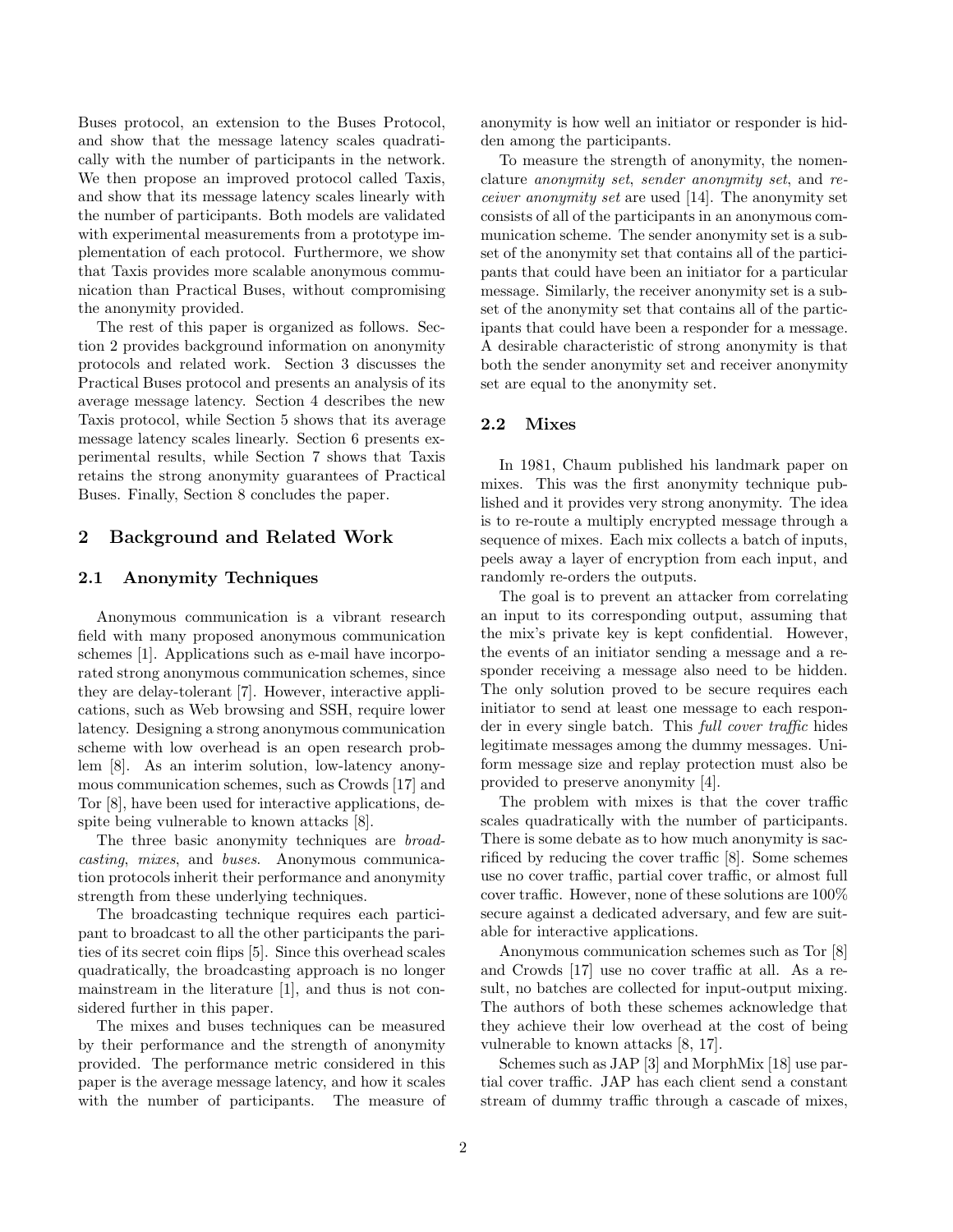Buses protocol, an extension to the Buses Protocol, and show that the message latency scales quadratically with the number of participants in the network. We then propose an improved protocol called Taxis, and show that its message latency scales linearly with the number of participants. Both models are validated with experimental measurements from a prototype implementation of each protocol. Furthermore, we show that Taxis provides more scalable anonymous communication than Practical Buses, without compromising the anonymity provided.

The rest of this paper is organized as follows. Section 2 provides background information on anonymity protocols and related work. Section 3 discusses the Practical Buses protocol and presents an analysis of its average message latency. Section 4 describes the new Taxis protocol, while Section 5 shows that its average message latency scales linearly. Section 6 presents experimental results, while Section 7 shows that Taxis retains the strong anonymity guarantees of Practical Buses. Finally, Section 8 concludes the paper.

## 2 Background and Related Work

### 2.1 Anonymity Techniques

Anonymous communication is a vibrant research field with many proposed anonymous communication schemes [1]. Applications such as e-mail have incorporated strong anonymous communication schemes, since they are delay-tolerant [7]. However, interactive applications, such as Web browsing and SSH, require lower latency. Designing a strong anonymous communication scheme with low overhead is an open research problem [8]. As an interim solution, low-latency anonymous communication schemes, such as Crowds [17] and Tor [8], have been used for interactive applications, despite being vulnerable to known attacks [8].

The three basic anonymity techniques are *broadcasting*, *mixes*, and *buses*. Anonymous communication protocols inherit their performance and anonymity strength from these underlying techniques.

The broadcasting technique requires each participant to broadcast to all the other participants the parities of its secret coin flips [5]. Since this overhead scales quadratically, the broadcasting approach is no longer mainstream in the literature [1], and thus is not considered further in this paper.

The mixes and buses techniques can be measured by their performance and the strength of anonymity provided. The performance metric considered in this paper is the average message latency, and how it scales with the number of participants. The measure of anonymity is how well an initiator or responder is hidden among the participants.

To measure the strength of anonymity, the nomenclature *anonymity set*, *sender anonymity set*, and *receiver anonymity set* are used [14]. The anonymity set consists of all of the participants in an anonymous communication scheme. The sender anonymity set is a subset of the anonymity set that contains all of the participants that could have been an initiator for a particular message. Similarly, the receiver anonymity set is a subset of the anonymity set that contains all of the participants that could have been a responder for a message. A desirable characteristic of strong anonymity is that both the sender anonymity set and receiver anonymity set are equal to the anonymity set.

### 2.2 Mixes

In 1981, Chaum published his landmark paper on mixes. This was the first anonymity technique published and it provides very strong anonymity. The idea is to re-route a multiply encrypted message through a sequence of mixes. Each mix collects a batch of inputs, peels away a layer of encryption from each input, and randomly re-orders the outputs.

The goal is to prevent an attacker from correlating an input to its corresponding output, assuming that the mix's private key is kept confidential. However, the events of an initiator sending a message and a responder receiving a message also need to be hidden. The only solution proved to be secure requires each initiator to send at least one message to each responder in every single batch. This *full cover traffic* hides legitimate messages among the dummy messages. Uniform message size and replay protection must also be provided to preserve anonymity [4].

The problem with mixes is that the cover traffic scales quadratically with the number of participants. There is some debate as to how much anonymity is sacrificed by reducing the cover traffic [8]. Some schemes use no cover traffic, partial cover traffic, or almost full cover traffic. However, none of these solutions are 100% secure against a dedicated adversary, and few are suitable for interactive applications.

Anonymous communication schemes such as Tor [8] and Crowds [17] use no cover traffic at all. As a result, no batches are collected for input-output mixing. The authors of both these schemes acknowledge that they achieve their low overhead at the cost of being vulnerable to known attacks [8, 17].

Schemes such as JAP [3] and MorphMix [18] use partial cover traffic. JAP has each client send a constant stream of dummy traffic through a cascade of mixes,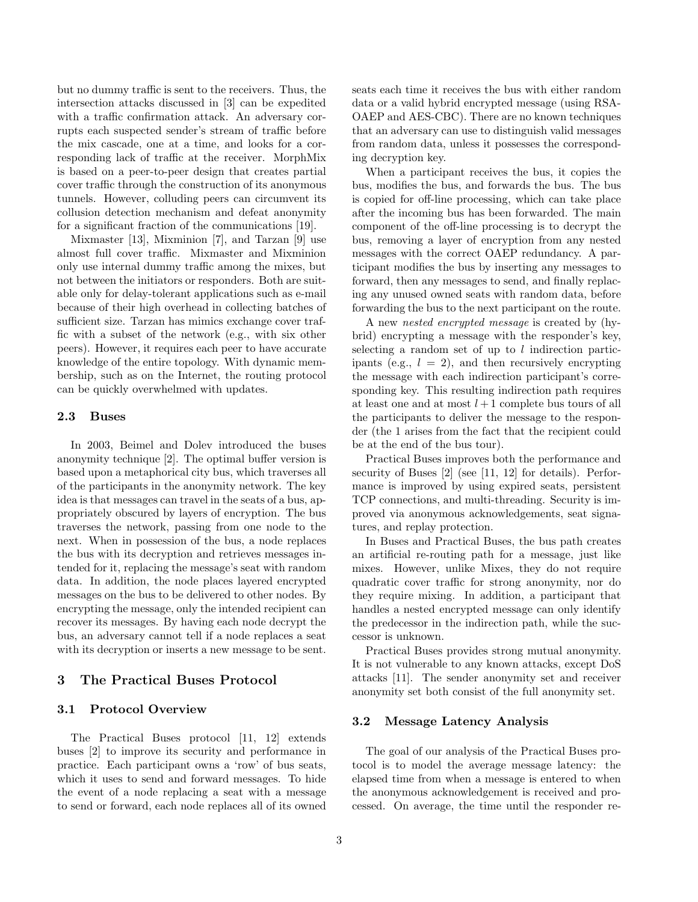but no dummy traffic is sent to the receivers. Thus, the intersection attacks discussed in [3] can be expedited with a traffic confirmation attack. An adversary corrupts each suspected sender's stream of traffic before the mix cascade, one at a time, and looks for a corresponding lack of traffic at the receiver. MorphMix is based on a peer-to-peer design that creates partial cover traffic through the construction of its anonymous tunnels. However, colluding peers can circumvent its collusion detection mechanism and defeat anonymity for a significant fraction of the communications [19].

Mixmaster [13], Mixminion [7], and Tarzan [9] use almost full cover traffic. Mixmaster and Mixminion only use internal dummy traffic among the mixes, but not between the initiators or responders. Both are suitable only for delay-tolerant applications such as e-mail because of their high overhead in collecting batches of sufficient size. Tarzan has mimics exchange cover traffic with a subset of the network (e.g., with six other peers). However, it requires each peer to have accurate knowledge of the entire topology. With dynamic membership, such as on the Internet, the routing protocol can be quickly overwhelmed with updates.

### 2.3 Buses

In 2003, Beimel and Dolev introduced the buses anonymity technique [2]. The optimal buffer version is based upon a metaphorical city bus, which traverses all of the participants in the anonymity network. The key idea is that messages can travel in the seats of a bus, appropriately obscured by layers of encryption. The bus traverses the network, passing from one node to the next. When in possession of the bus, a node replaces the bus with its decryption and retrieves messages intended for it, replacing the message's seat with random data. In addition, the node places layered encrypted messages on the bus to be delivered to other nodes. By encrypting the message, only the intended recipient can recover its messages. By having each node decrypt the bus, an adversary cannot tell if a node replaces a seat with its decryption or inserts a new message to be sent.

## 3 The Practical Buses Protocol

### 3.1 Protocol Overview

The Practical Buses protocol [11, 12] extends buses [2] to improve its security and performance in practice. Each participant owns a 'row' of bus seats, which it uses to send and forward messages. To hide the event of a node replacing a seat with a message to send or forward, each node replaces all of its owned seats each time it receives the bus with either random data or a valid hybrid encrypted message (using RSA-OAEP and AES-CBC). There are no known techniques that an adversary can use to distinguish valid messages from random data, unless it possesses the corresponding decryption key.

When a participant receives the bus, it copies the bus, modifies the bus, and forwards the bus. The bus is copied for off-line processing, which can take place after the incoming bus has been forwarded. The main component of the off-line processing is to decrypt the bus, removing a layer of encryption from any nested messages with the correct OAEP redundancy. A participant modifies the bus by inserting any messages to forward, then any messages to send, and finally replacing any unused owned seats with random data, before forwarding the bus to the next participant on the route.

A new *nested encrypted message* is created by (hybrid) encrypting a message with the responder's key, selecting a random set of up to $l$ indirection participants (e.g., $l = 2$), and then recursively encrypting the message with each indirection participant's corresponding key. This resulting indirection path requires at least one and at most $l+1$ complete bus tours of all the participants to deliver the message to the responder (the 1 arises from the fact that the recipient could be at the end of the bus tour).

Practical Buses improves both the performance and security of Buses [2] (see [11, 12] for details). Performance is improved by using expired seats, persistent TCP connections, and multi-threading. Security is improved via anonymous acknowledgements, seat signatures, and replay protection.

In Buses and Practical Buses, the bus path creates an artificial re-routing path for a message, just like mixes. However, unlike Mixes, they do not require quadratic cover traffic for strong anonymity, nor do they require mixing. In addition, a participant that handles a nested encrypted message can only identify the predecessor in the indirection path, while the successor is unknown.

Practical Buses provides strong mutual anonymity. It is not vulnerable to any known attacks, except DoS attacks [11]. The sender anonymity set and receiver anonymity set both consist of the full anonymity set.

### 3.2 Message Latency Analysis

The goal of our analysis of the Practical Buses protocol is to model the average message latency: the elapsed time from when a message is entered to when the anonymous acknowledgement is received and processed. On average, the time until the responder re-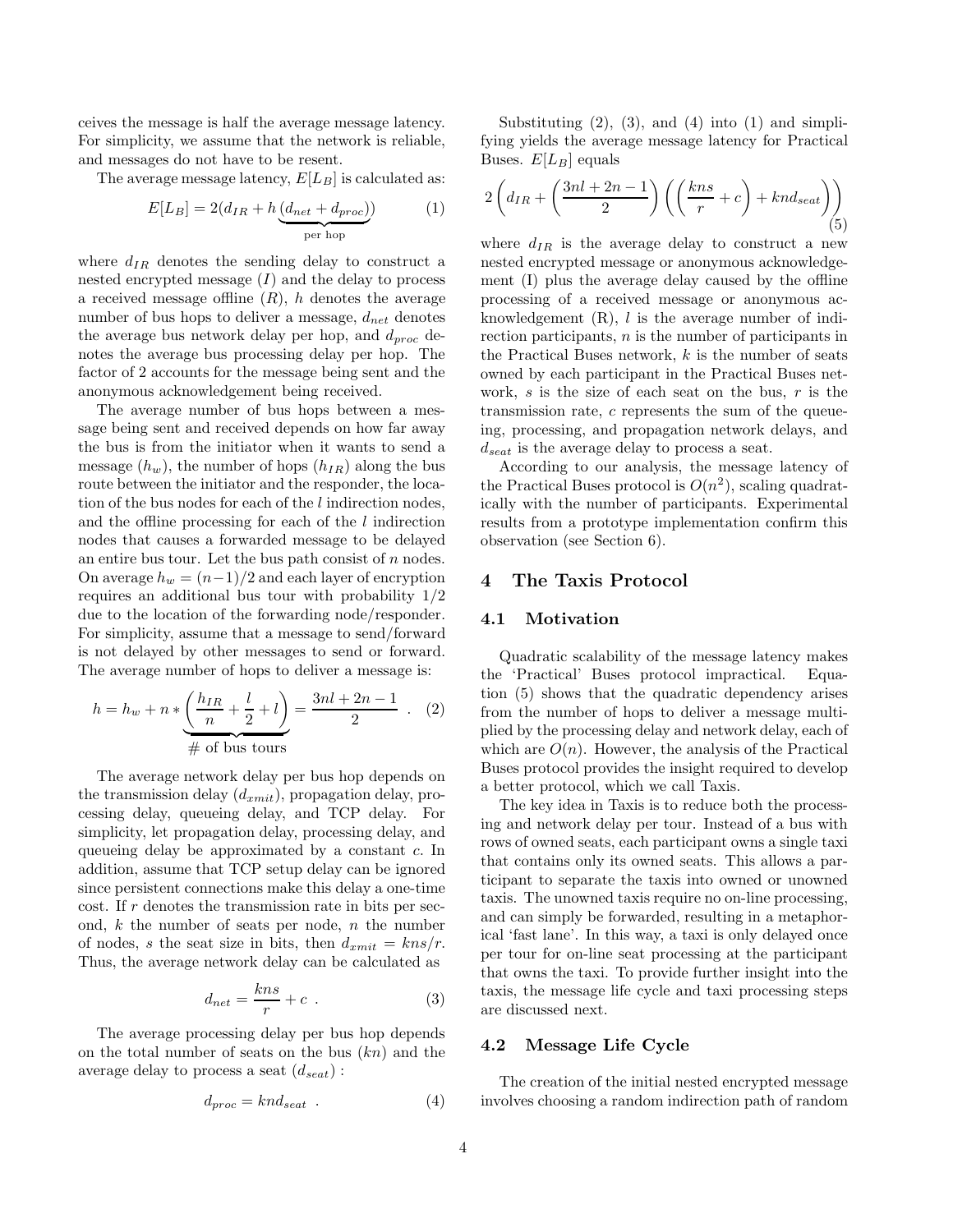ceives the message is half the average message latency. For simplicity, we assume that the network is reliable, and messages do not have to be resent.

The average message latency, $E[L_B]$ is calculated as:

$$E[L_B] = 2(d_{IR} + h\underbrace{(d_{net} + d_{proc})}_{\text{per hop}}) \tag{1}$$

where $d_{IR}$ denotes the sending delay to construct a nested encrypted message ($I$) and the delay to process a received message offline ($R$), $h$ denotes the average number of bus hops to deliver a message, $d_{net}$ denotes the average bus network delay per hop, and $d_{proc}$ denotes the average bus processing delay per hop. The factor of 2 accounts for the message being sent and the anonymous acknowledgement being received.

The average number of bus hops between a message being sent and received depends on how far away the bus is from the initiator when it wants to send a message ($h_w$), the number of hops ($h_{IR}$) along the bus route between the initiator and the responder, the location of the bus nodes for each of the $l$ indirection nodes, and the offline processing for each of the $l$ indirection nodes that causes a forwarded message to be delayed an entire bus tour. Let the bus path consist of $n$ nodes. On average $h_w = (n-1)/2$ and each layer of encryption requires an additional bus tour with probability $1/2$ due to the location of the forwarding node/responder. For simplicity, assume that a message to send/forward is not delayed by other messages to send or forward. The average number of hops to deliver a message is:

$$h = h_w + n * \underbrace{\left(\frac{h_{IR}}{n} + \frac{l}{2} + l\right)}_{\#\text{ of bus tours}} = \frac{3nl + 2n - 1}{2} \ . \tag{2}$$

The average network delay per bus hop depends on the transmission delay ($d_{xmit}$), propagation delay, processing delay, queueing delay, and TCP delay. For simplicity, let propagation delay, processing delay, and queueing delay be approximated by a constant $c$. In addition, assume that TCP setup delay can be ignored since persistent connections make this delay a one-time cost. If $r$ denotes the transmission rate in bits per second, $k$ the number of seats per node, $n$ the number of nodes, $s$ the seat size in bits, then $d_{xmit} = kns/r$. Thus, the average network delay can be calculated as

$$d_{net} = \frac{kns}{r} + c \ . \tag{3}$$

The average processing delay per bus hop depends on the total number of seats on the bus ($kn$) and the average delay to process a seat ($d_{seat}$) :

$$d_{proc} = knd_{seat} \ . \tag{4}$$

Substituting (2), (3), and (4) into (1) and simplifying yields the average message latency for Practical Buses. $E[L_B]$ equals

$$2\left(d_{IR} + \left(\frac{3nl + 2n - 1}{2}\right)\left(\left(\frac{kns}{r} + c\right) + knd_{seat}\right)\right) \tag{5}$$

where $d_{IR}$ is the average delay to construct a new nested encrypted message or anonymous acknowledgement (I) plus the average delay caused by the offline processing of a received message or anonymous acknowledgement (R), $l$ is the average number of indirection participants, $n$ is the number of participants in the Practical Buses network, $k$ is the number of seats owned by each participant in the Practical Buses network, $s$ is the size of each seat on the bus, $r$ is the transmission rate, $c$ represents the sum of the queueing, processing, and propagation network delays, and $d_{seat}$ is the average delay to process a seat.

According to our analysis, the message latency of the Practical Buses protocol is $O(n^2)$, scaling quadratically with the number of participants. Experimental results from a prototype implementation confirm this observation (see Section 6).

## 4 The Taxis Protocol

### 4.1 Motivation

Quadratic scalability of the message latency makes the 'Practical' Buses protocol impractical. Equation (5) shows that the quadratic dependency arises from the number of hops to deliver a message multiplied by the processing delay and network delay, each of which are $O(n)$. However, the analysis of the Practical Buses protocol provides the insight required to develop a better protocol, which we call Taxis.

The key idea in Taxis is to reduce both the processing and network delay per tour. Instead of a bus with rows of owned seats, each participant owns a single taxi that contains only its owned seats. This allows a participant to separate the taxis into owned or unowned taxis. The unowned taxis require no on-line processing, and can simply be forwarded, resulting in a metaphorical 'fast lane'. In this way, a taxi is only delayed once per tour for on-line seat processing at the participant that owns the taxi. To provide further insight into the taxis, the message life cycle and taxi processing steps are discussed next.

### 4.2 Message Life Cycle

The creation of the initial nested encrypted message involves choosing a random indirection path of random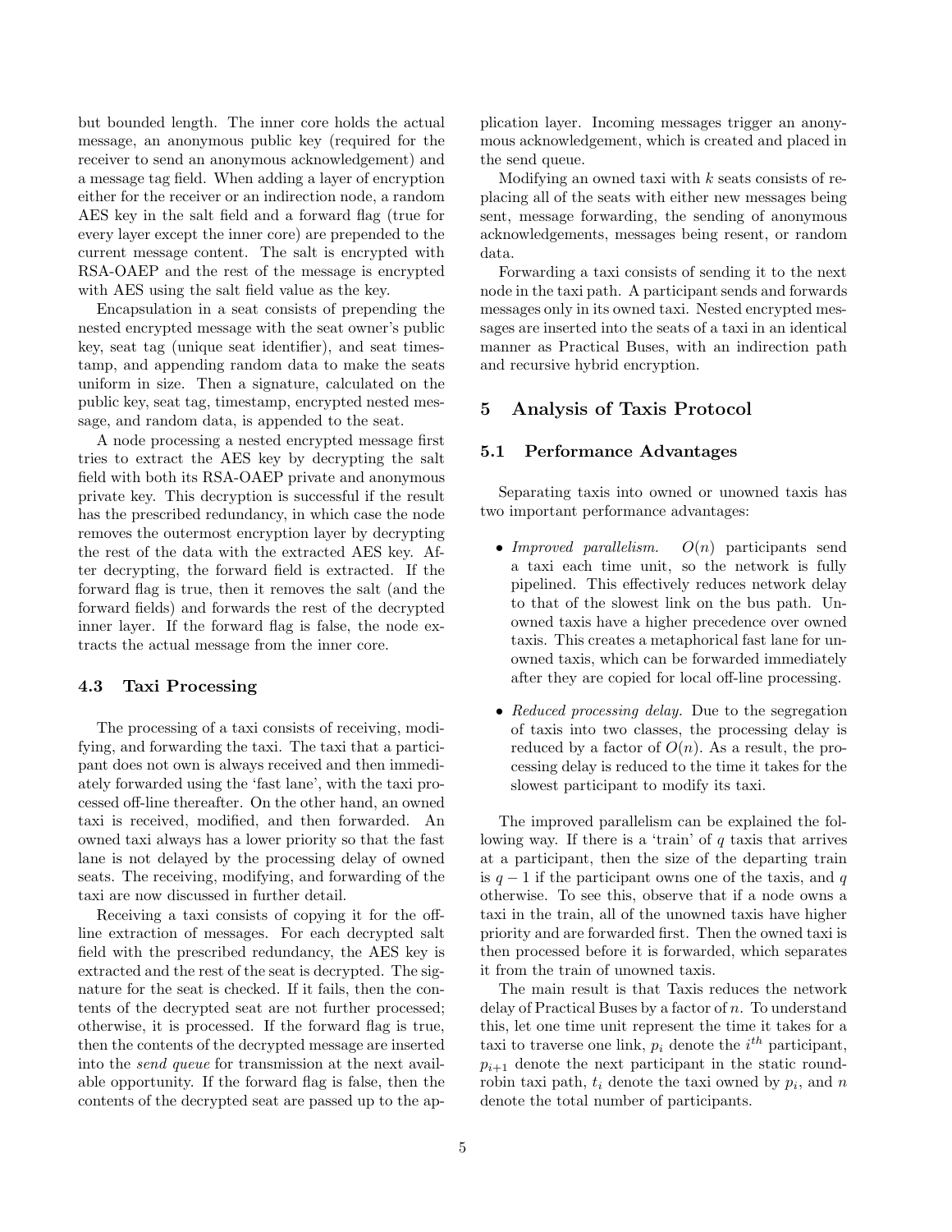but bounded length. The inner core holds the actual message, an anonymous public key (required for the receiver to send an anonymous acknowledgement) and a message tag field. When adding a layer of encryption either for the receiver or an indirection node, a random AES key in the salt field and a forward flag (true for every layer except the inner core) are prepended to the current message content. The salt is encrypted with RSA-OAEP and the rest of the message is encrypted with AES using the salt field value as the key.

Encapsulation in a seat consists of prepending the nested encrypted message with the seat owner's public key, seat tag (unique seat identifier), and seat timestamp, and appending random data to make the seats uniform in size. Then a signature, calculated on the public key, seat tag, timestamp, encrypted nested message, and random data, is appended to the seat.

A node processing a nested encrypted message first tries to extract the AES key by decrypting the salt field with both its RSA-OAEP private and anonymous private key. This decryption is successful if the result has the prescribed redundancy, in which case the node removes the outermost encryption layer by decrypting the rest of the data with the extracted AES key. After decrypting, the forward field is extracted. If the forward flag is true, then it removes the salt (and the forward fields) and forwards the rest of the decrypted inner layer. If the forward flag is false, the node extracts the actual message from the inner core.

### 4.3 Taxi Processing

The processing of a taxi consists of receiving, modifying, and forwarding the taxi. The taxi that a participant does not own is always received and then immediately forwarded using the 'fast lane', with the taxi processed off-line thereafter. On the other hand, an owned taxi is received, modified, and then forwarded. An owned taxi always has a lower priority so that the fast lane is not delayed by the processing delay of owned seats. The receiving, modifying, and forwarding of the taxi are now discussed in further detail.

Receiving a taxi consists of copying it for the off-line extraction of messages. For each decrypted salt field with the prescribed redundancy, the AES key is extracted and the rest of the seat is decrypted. The signature for the seat is checked. If it fails, then the contents of the decrypted seat are not further processed; otherwise, it is processed. If the forward flag is true, then the contents of the decrypted message are inserted into the *send queue* for transmission at the next available opportunity. If the forward flag is false, then the contents of the decrypted seat are passed up to the application layer. Incoming messages trigger an anonymous acknowledgement, which is created and placed in the send queue.

Modifying an owned taxi with $k$ seats consists of replacing all of the seats with either new messages being sent, message forwarding, the sending of anonymous acknowledgements, messages being resent, or random data.

Forwarding a taxi consists of sending it to the next node in the taxi path. A participant sends and forwards messages only in its owned taxi. Nested encrypted messages are inserted into the seats of a taxi in an identical manner as Practical Buses, with an indirection path and recursive hybrid encryption.

## 5 Analysis of Taxis Protocol

### 5.1 Performance Advantages

Separating taxis into owned or unowned taxis has two important performance advantages:

- *Improved parallelism.* $O(n)$ participants send a taxi each time unit, so the network is fully pipelined. This effectively reduces network delay to that of the slowest link on the bus path. Unowned taxis have a higher precedence over owned taxis. This creates a metaphorical fast lane for unowned taxis, which can be forwarded immediately after they are copied for local off-line processing.
- *Reduced processing delay.* Due to the segregation of taxis into two classes, the processing delay is reduced by a factor of $O(n)$. As a result, the processing delay is reduced to the time it takes for the slowest participant to modify its taxi.

The improved parallelism can be explained the following way. If there is a 'train' of $q$ taxis that arrives at a participant, then the size of the departing train is $q-1$ if the participant owns one of the taxis, and $q$ otherwise. To see this, observe that if a node owns a taxi in the train, all of the unowned taxis have higher priority and are forwarded first. Then the owned taxi is then processed before it is forwarded, which separates it from the train of unowned taxis.

The main result is that Taxis reduces the network delay of Practical Buses by a factor of $n$. To understand this, let one time unit represent the time it takes for a taxi to traverse one link, $p_i$ denote the $i^{th}$ participant, $p_{i+1}$ denote the next participant in the static round-robin taxi path, $t_i$ denote the taxi owned by $p_i$, and $n$ denote the total number of participants.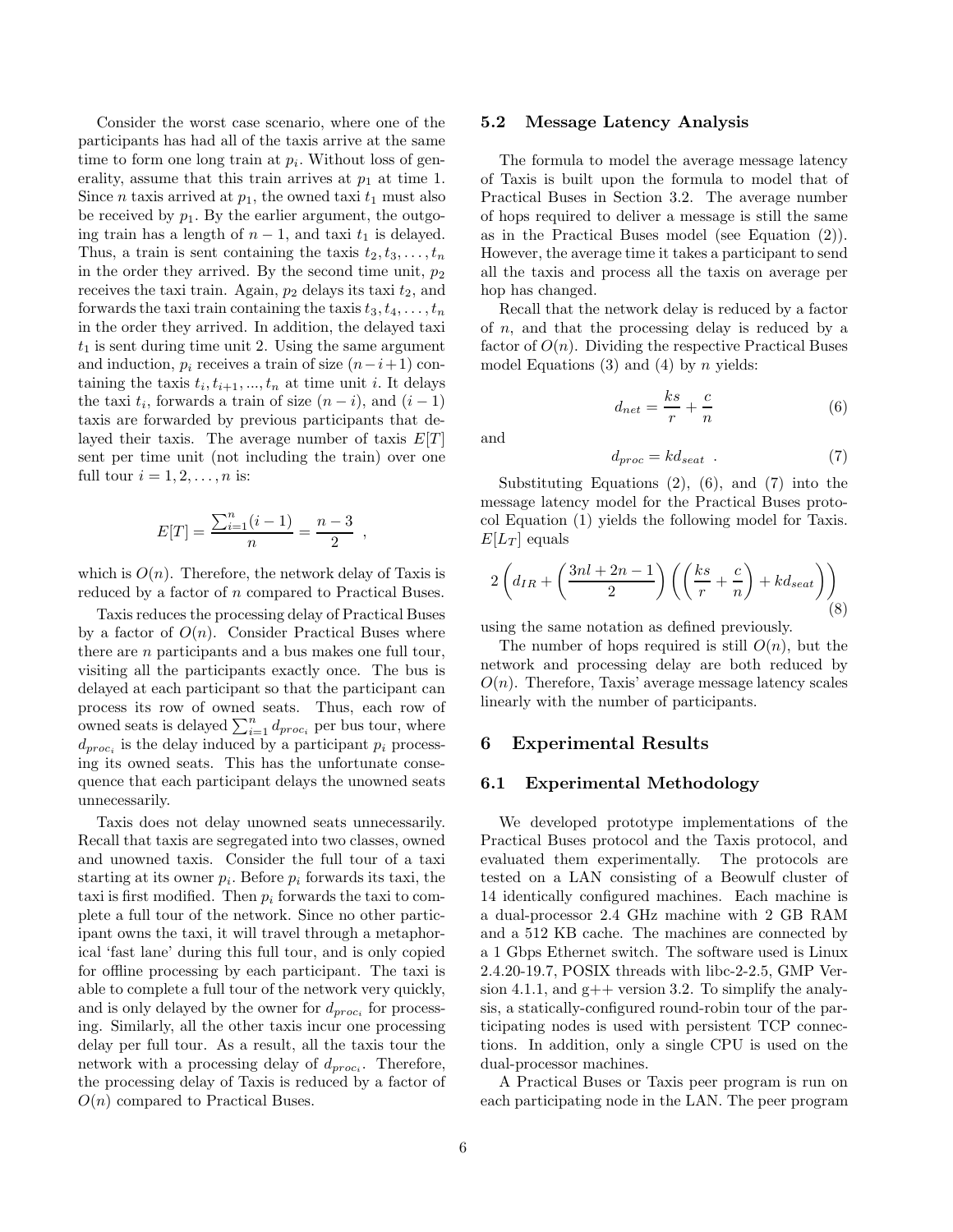Consider the worst case scenario, where one of the participants has had all of the taxis arrive at the same time to form one long train at $p_i$. Without loss of generality, assume that this train arrives at $p_1$ at time 1. Since $n$ taxis arrived at $p_1$, the owned taxi $t_1$ must also be received by $p_1$. By the earlier argument, the outgoing train has a length of $n-1$, and taxi $t_1$ is delayed. Thus, a train is sent containing the taxis $t_2, t_3, \ldots, t_n$ in the order they arrived. By the second time unit, $p_2$ receives the taxi train. Again, $p_2$ delays its taxi $t_2$, and forwards the taxi train containing the taxis $t_3, t_4, \ldots, t_n$ in the order they arrived. In addition, the delayed taxi $t_1$ is sent during time unit 2. Using the same argument and induction, $p_i$ receives a train of size $(n-i+1)$ containing the taxis $t_i, t_{i+1}, ..., t_n$ at time unit $i$. It delays the taxi $t_i$, forwards a train of size $(n-i)$, and $(i-1)$ taxis are forwarded by previous participants that delayed their taxis. The average number of taxis $E[T]$ sent per time unit (not including the train) over one full tour $i = 1, 2, \ldots, n$ is:

$$E[T] = \frac{\sum_{i=1}^{n}(i-1)}{n} = \frac{n-3}{2} \ ,$$

which is $O(n)$. Therefore, the network delay of Taxis is reduced by a factor of $n$ compared to Practical Buses.

Taxis reduces the processing delay of Practical Buses by a factor of $O(n)$. Consider Practical Buses where there are $n$ participants and a bus makes one full tour, visiting all the participants exactly once. The bus is delayed at each participant so that the participant can process its row of owned seats. Thus, each row of owned seats is delayed $\sum_{i=1}^{n} d_{proc_i}$ per bus tour, where $d_{proc_i}$ is the delay induced by a participant $p_i$ processing its owned seats. This has the unfortunate consequence that each participant delays the unowned seats unnecessarily.

Taxis does not delay unowned seats unnecessarily. Recall that taxis are segregated into two classes, owned and unowned taxis. Consider the full tour of a taxi starting at its owner $p_i$. Before $p_i$ forwards its taxi, the taxi is first modified. Then $p_i$ forwards the taxi to complete a full tour of the network. Since no other participant owns the taxi, it will travel through a metaphorical 'fast lane' during this full tour, and is only copied for offline processing by each participant. The taxi is able to complete a full tour of the network very quickly, and is only delayed by the owner for $d_{proc_i}$ for processing. Similarly, all the other taxis incur one processing delay per full tour. As a result, all the taxis tour the network with a processing delay of $d_{proc_i}$. Therefore, the processing delay of Taxis is reduced by a factor of $O(n)$ compared to Practical Buses.

### 5.2 Message Latency Analysis

The formula to model the average message latency of Taxis is built upon the formula to model that of Practical Buses in Section 3.2. The average number of hops required to deliver a message is still the same as in the Practical Buses model (see Equation (2)). However, the average time it takes a participant to send all the taxis and process all the taxis on average per hop has changed.

Recall that the network delay is reduced by a factor of $n$, and that the processing delay is reduced by a factor of $O(n)$. Dividing the respective Practical Buses model Equations (3) and (4) by $n$ yields:

$$d_{net} = \frac{ks}{r} + \frac{c}{n} \tag{6}$$

and

$$d_{proc} = kd_{seat} \ . \tag{7}$$

Substituting Equations (2), (6), and (7) into the message latency model for the Practical Buses protocol Equation (1) yields the following model for Taxis. $E[L_T]$ equals

$$2\left(d_{IR} + \left(\frac{3nl + 2n - 1}{2}\right)\left(\left(\frac{ks}{r} + \frac{c}{n}\right) + kd_{seat}\right)\right) \tag{8}$$

using the same notation as defined previously.

The number of hops required is still $O(n)$, but the network and processing delay are both reduced by $O(n)$. Therefore, Taxis' average message latency scales linearly with the number of participants.

## 6 Experimental Results

### 6.1 Experimental Methodology

We developed prototype implementations of the Practical Buses protocol and the Taxis protocol, and evaluated them experimentally. The protocols are tested on a LAN consisting of a Beowulf cluster of 14 identically configured machines. Each machine is a dual-processor 2.4 GHz machine with 2 GB RAM and a 512 KB cache. The machines are connected by a 1 Gbps Ethernet switch. The software used is Linux 2.4.20-19.7, POSIX threads with libc-2-2.5, GMP Version 4.1.1, and g++ version 3.2. To simplify the analysis, a statically-configured round-robin tour of the participating nodes is used with persistent TCP connections. In addition, only a single CPU is used on the dual-processor machines.

A Practical Buses or Taxis peer program is run on each participating node in the LAN. The peer program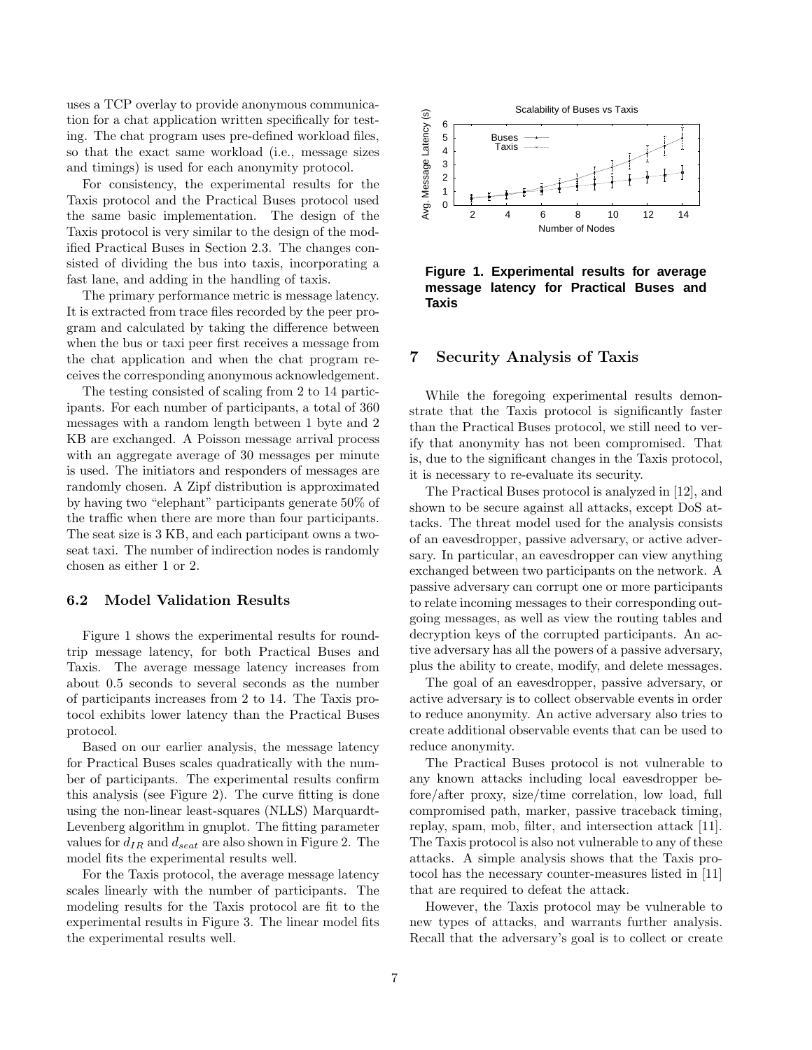uses a TCP overlay to provide anonymous communication for a chat application written specifically for testing. The chat program uses pre-defined workload files, so that the exact same workload (i.e., message sizes and timings) is used for each anonymity protocol.

For consistency, the experimental results for the Taxis protocol and the Practical Buses protocol used the same basic implementation. The design of the Taxis protocol is very similar to the design of the modified Practical Buses in Section 2.3. The changes consisted of dividing the bus into taxis, incorporating a fast lane, and adding in the handling of taxis.

The primary performance metric is message latency. It is extracted from trace files recorded by the peer program and calculated by taking the difference between when the bus or taxi peer first receives a message from the chat application and when the chat program receives the corresponding anonymous acknowledgement.

The testing consisted of scaling from 2 to 14 participants. For each number of participants, a total of 360 messages with a random length between 1 byte and 2 KB are exchanged. A Poisson message arrival process with an aggregate average of 30 messages per minute is used. The initiators and responders of messages are randomly chosen. A Zipf distribution is approximated by having two "elephant" participants generate 50% of the traffic when there are more than four participants. The seat size is 3 KB, and each participant owns a two-seat taxi. The number of indirection nodes is randomly chosen as either 1 or 2.

### 6.2 Model Validation Results

Figure 1 shows the experimental results for round-trip message latency, for both Practical Buses and Taxis. The average message latency increases from about 0.5 seconds to several seconds as the number of participants increases from 2 to 14. The Taxis protocol exhibits lower latency than the Practical Buses protocol.

Based on our earlier analysis, the message latency for Practical Buses scales quadratically with the number of participants. The experimental results confirm this analysis (see Figure 2). The curve fitting is done using the non-linear least-squares (NLLS) Marquardt-Levenberg algorithm in gnuplot. The fitting parameter values for $d_{IR}$ and $d_{seat}$ are also shown in Figure 2. The model fits the experimental results well.

For the Taxis protocol, the average message latency scales linearly with the number of participants. The modeling results for the Taxis protocol are fit to the experimental results in Figure 3. The linear model fits the experimental results well.

**Figure 1. Experimental results for average message latency for Practical Buses and Taxis**

## 7 Security Analysis of Taxis

While the foregoing experimental results demonstrate that the Taxis protocol is significantly faster than the Practical Buses protocol, we still need to verify that anonymity has not been compromised. That is, due to the significant changes in the Taxis protocol, it is necessary to re-evaluate its security.

The Practical Buses protocol is analyzed in [12], and shown to be secure against all attacks, except DoS attacks. The threat model used for the analysis consists of an eavesdropper, passive adversary, or active adversary. In particular, an eavesdropper can view anything exchanged between two participants on the network. A passive adversary can corrupt one or more participants to relate incoming messages to their corresponding outgoing messages, as well as view the routing tables and decryption keys of the corrupted participants. An active adversary has all the powers of a passive adversary, plus the ability to create, modify, and delete messages.

The goal of an eavesdropper, passive adversary, or active adversary is to collect observable events in order to reduce anonymity. An active adversary also tries to create additional observable events that can be used to reduce anonymity.

The Practical Buses protocol is not vulnerable to any known attacks including local eavesdropper before/after proxy, size/time correlation, low load, full compromised path, marker, passive traceback timing, replay, spam, mob, filter, and intersection attack [11]. The Taxis protocol is also not vulnerable to any of these attacks. A simple analysis shows that the Taxis protocol has the necessary counter-measures listed in [11] that are required to defeat the attack.

However, the Taxis protocol may be vulnerable to new types of attacks, and warrants further analysis. Recall that the adversary's goal is to collect or create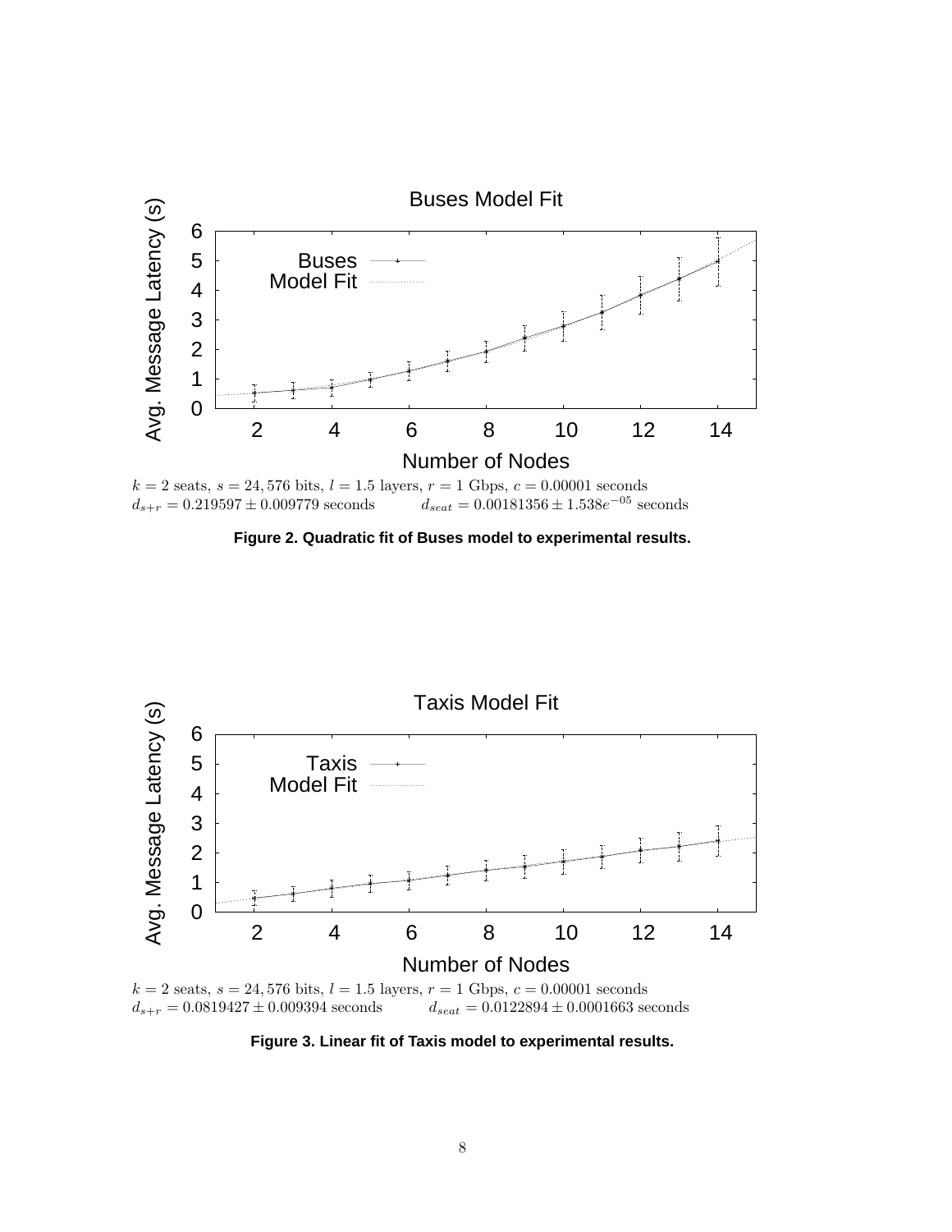$k = 2$ seats, $s = 24,576$ bits, $l = 1.5$ layers, $r = 1$ Gbps, $c = 0.00001$ seconds
$d_{s+r} = 0.219597 \pm 0.009779$ seconds $\quad d_{seat} = 0.00181356 \pm 1.538e^{-05}$ seconds

**Figure 2. Quadratic fit of Buses model to experimental results.**

$k = 2$ seats, $s = 24,576$ bits, $l = 1.5$ layers, $r = 1$ Gbps, $c = 0.00001$ seconds
$d_{s+r} = 0.0819427 \pm 0.009394$ seconds $\quad d_{seat} = 0.0122894 \pm 0.0001663$ seconds

**Figure 3. Linear fit of Taxis model to experimental results.**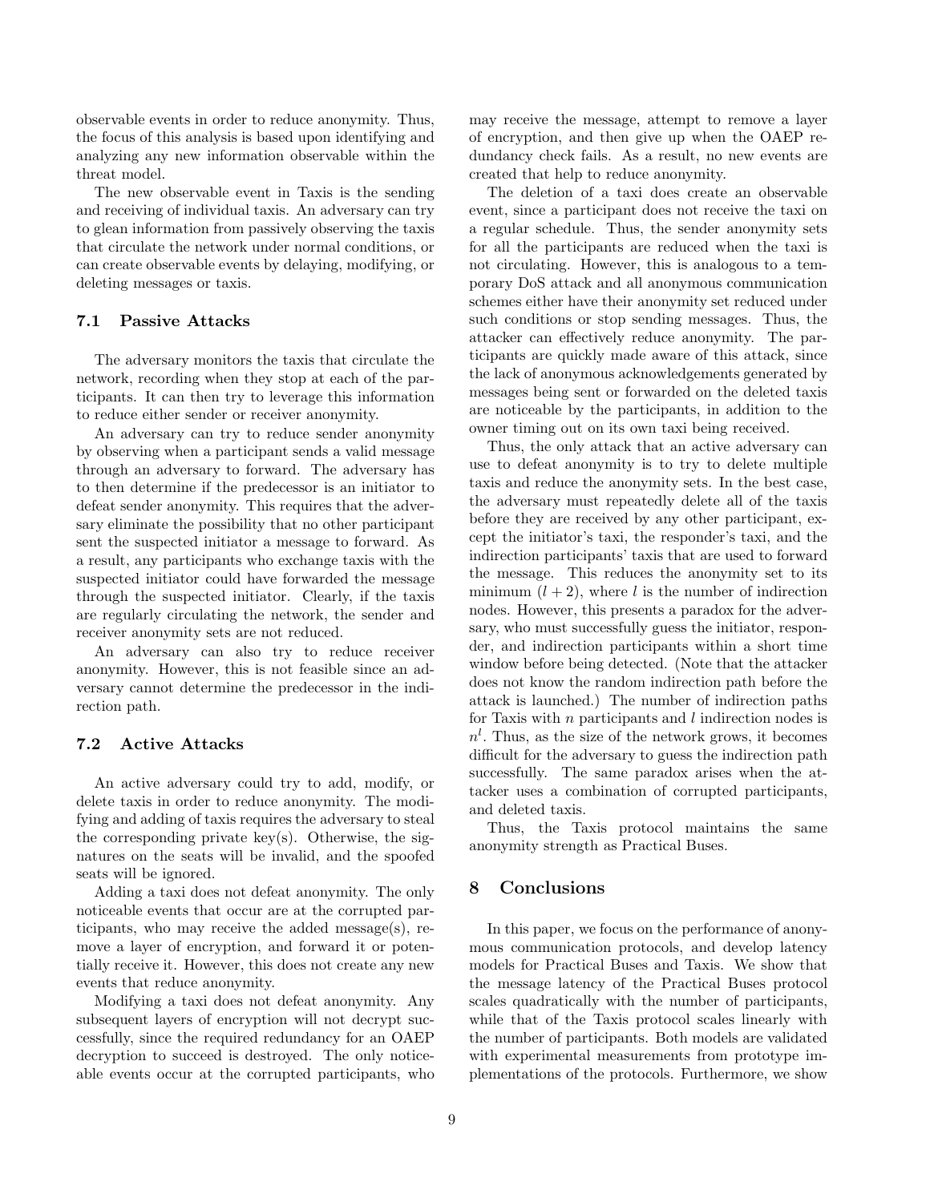observable events in order to reduce anonymity. Thus, the focus of this analysis is based upon identifying and analyzing any new information observable within the threat model.

The new observable event in Taxis is the sending and receiving of individual taxis. An adversary can try to glean information from passively observing the taxis that circulate the network under normal conditions, or can create observable events by delaying, modifying, or deleting messages or taxis.

### 7.1 Passive Attacks

The adversary monitors the taxis that circulate the network, recording when they stop at each of the participants. It can then try to leverage this information to reduce either sender or receiver anonymity.

An adversary can try to reduce sender anonymity by observing when a participant sends a valid message through an adversary to forward. The adversary has to then determine if the predecessor is an initiator to defeat sender anonymity. This requires that the adversary eliminate the possibility that no other participant sent the suspected initiator a message to forward. As a result, any participants who exchange taxis with the suspected initiator could have forwarded the message through the suspected initiator. Clearly, if the taxis are regularly circulating the network, the sender and receiver anonymity sets are not reduced.

An adversary can also try to reduce receiver anonymity. However, this is not feasible since an adversary cannot determine the predecessor in the indirection path.

### 7.2 Active Attacks

An active adversary could try to add, modify, or delete taxis in order to reduce anonymity. The modifying and adding of taxis requires the adversary to steal the corresponding private key(s). Otherwise, the signatures on the seats will be invalid, and the spoofed seats will be ignored.

Adding a taxi does not defeat anonymity. The only noticeable events that occur are at the corrupted participants, who may receive the added message(s), remove a layer of encryption, and forward it or potentially receive it. However, this does not create any new events that reduce anonymity.

Modifying a taxi does not defeat anonymity. Any subsequent layers of encryption will not decrypt successfully, since the required redundancy for an OAEP decryption to succeed is destroyed. The only noticeable events occur at the corrupted participants, who may receive the message, attempt to remove a layer of encryption, and then give up when the OAEP redundancy check fails. As a result, no new events are created that help to reduce anonymity.

The deletion of a taxi does create an observable event, since a participant does not receive the taxi on a regular schedule. Thus, the sender anonymity sets for all the participants are reduced when the taxi is not circulating. However, this is analogous to a temporary DoS attack and all anonymous communication schemes either have their anonymity set reduced under such conditions or stop sending messages. Thus, the attacker can effectively reduce anonymity. The participants are quickly made aware of this attack, since the lack of anonymous acknowledgements generated by messages being sent or forwarded on the deleted taxis are noticeable by the participants, in addition to the owner timing out on its own taxi being received.

Thus, the only attack that an active adversary can use to defeat anonymity is to try to delete multiple taxis and reduce the anonymity sets. In the best case, the adversary must repeatedly delete all of the taxis before they are received by any other participant, except the initiator's taxi, the responder's taxi, and the indirection participants' taxis that are used to forward the message. This reduces the anonymity set to its minimum $(l + 2)$, where $l$ is the number of indirection nodes. However, this presents a paradox for the adversary, who must successfully guess the initiator, responder, and indirection participants within a short time window before being detected. (Note that the attacker does not know the random indirection path before the attack is launched.) The number of indirection paths for Taxis with $n$ participants and $l$ indirection nodes is $n^l$. Thus, as the size of the network grows, it becomes difficult for the adversary to guess the indirection path successfully. The same paradox arises when the attacker uses a combination of corrupted participants, and deleted taxis.

Thus, the Taxis protocol maintains the same anonymity strength as Practical Buses.

## 8 Conclusions

In this paper, we focus on the performance of anonymous communication protocols, and develop latency models for Practical Buses and Taxis. We show that the message latency of the Practical Buses protocol scales quadratically with the number of participants, while that of the Taxis protocol scales linearly with the number of participants. Both models are validated with experimental measurements from prototype implementations of the protocols. Furthermore, we show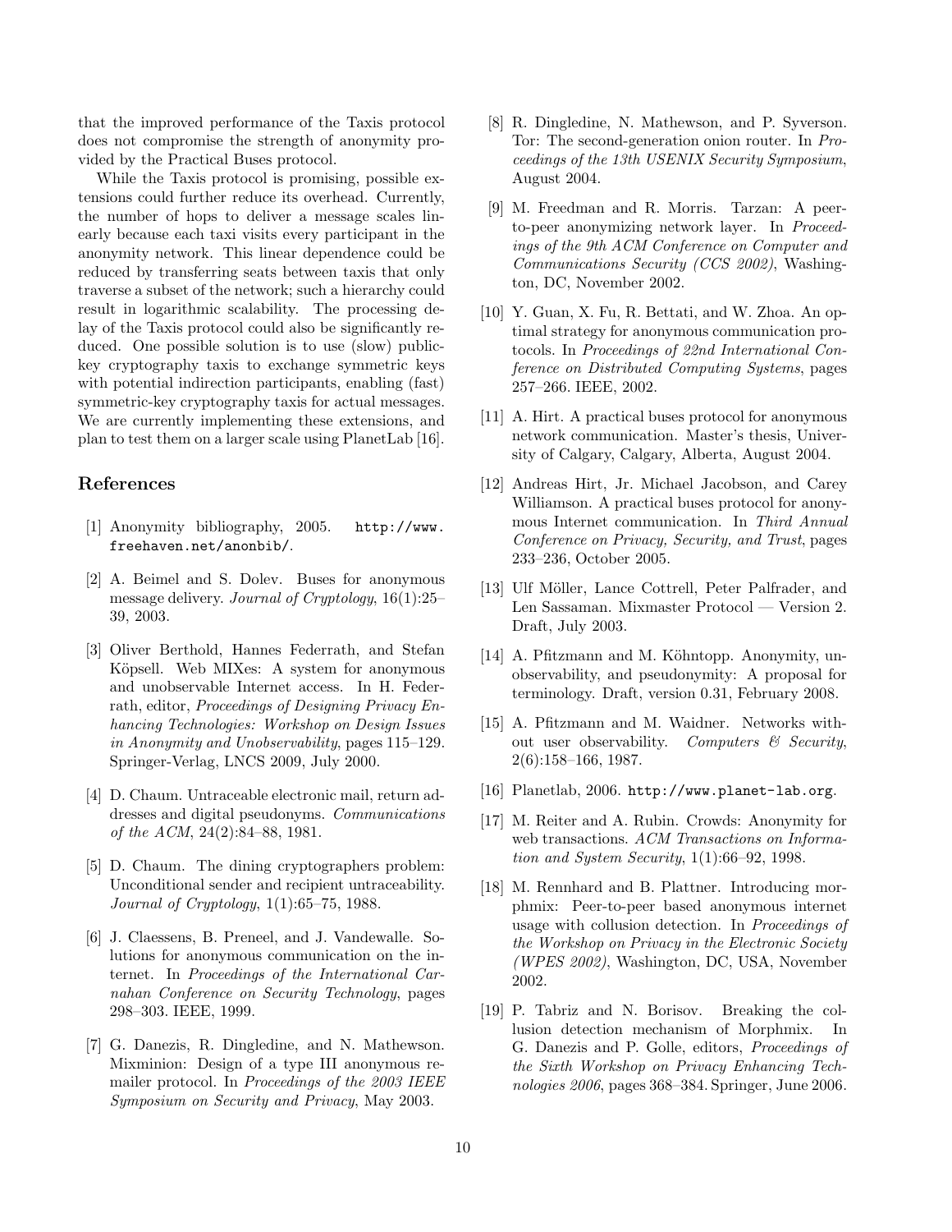that the improved performance of the Taxis protocol does not compromise the strength of anonymity provided by the Practical Buses protocol.

While the Taxis protocol is promising, possible extensions could further reduce its overhead. Currently, the number of hops to deliver a message scales linearly because each taxi visits every participant in the anonymity network. This linear dependence could be reduced by transferring seats between taxis that only traverse a subset of the network; such a hierarchy could result in logarithmic scalability. The processing delay of the Taxis protocol could also be significantly reduced. One possible solution is to use (slow) public-key cryptography taxis to exchange symmetric keys with potential indirection participants, enabling (fast) symmetric-key cryptography taxis for actual messages. We are currently implementing these extensions, and plan to test them on a larger scale using PlanetLab [16].

## References

[1] Anonymity bibliography, 2005. `http://www.freehaven.net/anonbib/`.

[2] A. Beimel and S. Dolev. Buses for anonymous message delivery. *Journal of Cryptology*, 16(1):25–39, 2003.

[3] Oliver Berthold, Hannes Federrath, and Stefan Köpsell. Web MIXes: A system for anonymous and unobservable Internet access. In H. Federrath, editor, *Proceedings of Designing Privacy Enhancing Technologies: Workshop on Design Issues in Anonymity and Unobservability*, pages 115–129. Springer-Verlag, LNCS 2009, July 2000.

[4] D. Chaum. Untraceable electronic mail, return addresses and digital pseudonyms. *Communications of the ACM*, 24(2):84–88, 1981.

[5] D. Chaum. The dining cryptographers problem: Unconditional sender and recipient untraceability. *Journal of Cryptology*, 1(1):65–75, 1988.

[6] J. Claessens, B. Preneel, and J. Vandewalle. Solutions for anonymous communication on the internet. In *Proceedings of the International Carnahan Conference on Security Technology*, pages 298–303. IEEE, 1999.

[7] G. Danezis, R. Dingledine, and N. Mathewson. Mixminion: Design of a type III anonymous remailer protocol. In *Proceedings of the 2003 IEEE Symposium on Security and Privacy*, May 2003.

[8] R. Dingledine, N. Mathewson, and P. Syverson. Tor: The second-generation onion router. In *Proceedings of the 13th USENIX Security Symposium*, August 2004.

[9] M. Freedman and R. Morris. Tarzan: A peer-to-peer anonymizing network layer. In *Proceedings of the 9th ACM Conference on Computer and Communications Security (CCS 2002)*, Washington, DC, November 2002.

[10] Y. Guan, X. Fu, R. Bettati, and W. Zhoa. An optimal strategy for anonymous communication protocols. In *Proceedings of 22nd International Conference on Distributed Computing Systems*, pages 257–266. IEEE, 2002.

[11] A. Hirt. A practical buses protocol for anonymous network communication. Master's thesis, University of Calgary, Calgary, Alberta, August 2004.

[12] Andreas Hirt, Jr. Michael Jacobson, and Carey Williamson. A practical buses protocol for anonymous Internet communication. In *Third Annual Conference on Privacy, Security, and Trust*, pages 233–236, October 2005.

[13] Ulf Möller, Lance Cottrell, Peter Palfrader, and Len Sassaman. Mixmaster Protocol — Version 2. Draft, July 2003.

[14] A. Pfitzmann and M. Köhntopp. Anonymity, unobservability, and pseudonymity: A proposal for terminology. Draft, version 0.31, February 2008.

[15] A. Pfitzmann and M. Waidner. Networks without user observability. *Computers & Security*, 2(6):158–166, 1987.

[16] Planetlab, 2006. `http://www.planet-lab.org`.

[17] M. Reiter and A. Rubin. Crowds: Anonymity for web transactions. *ACM Transactions on Information and System Security*, 1(1):66–92, 1998.

[18] M. Rennhard and B. Plattner. Introducing morphmix: Peer-to-peer based anonymous internet usage with collusion detection. In *Proceedings of the Workshop on Privacy in the Electronic Society (WPES 2002)*, Washington, DC, USA, November 2002.

[19] P. Tabriz and N. Borisov. Breaking the collusion detection mechanism of Morphmix. In G. Danezis and P. Golle, editors, *Proceedings of the Sixth Workshop on Privacy Enhancing Technologies 2006*, pages 368–384. Springer, June 2006.